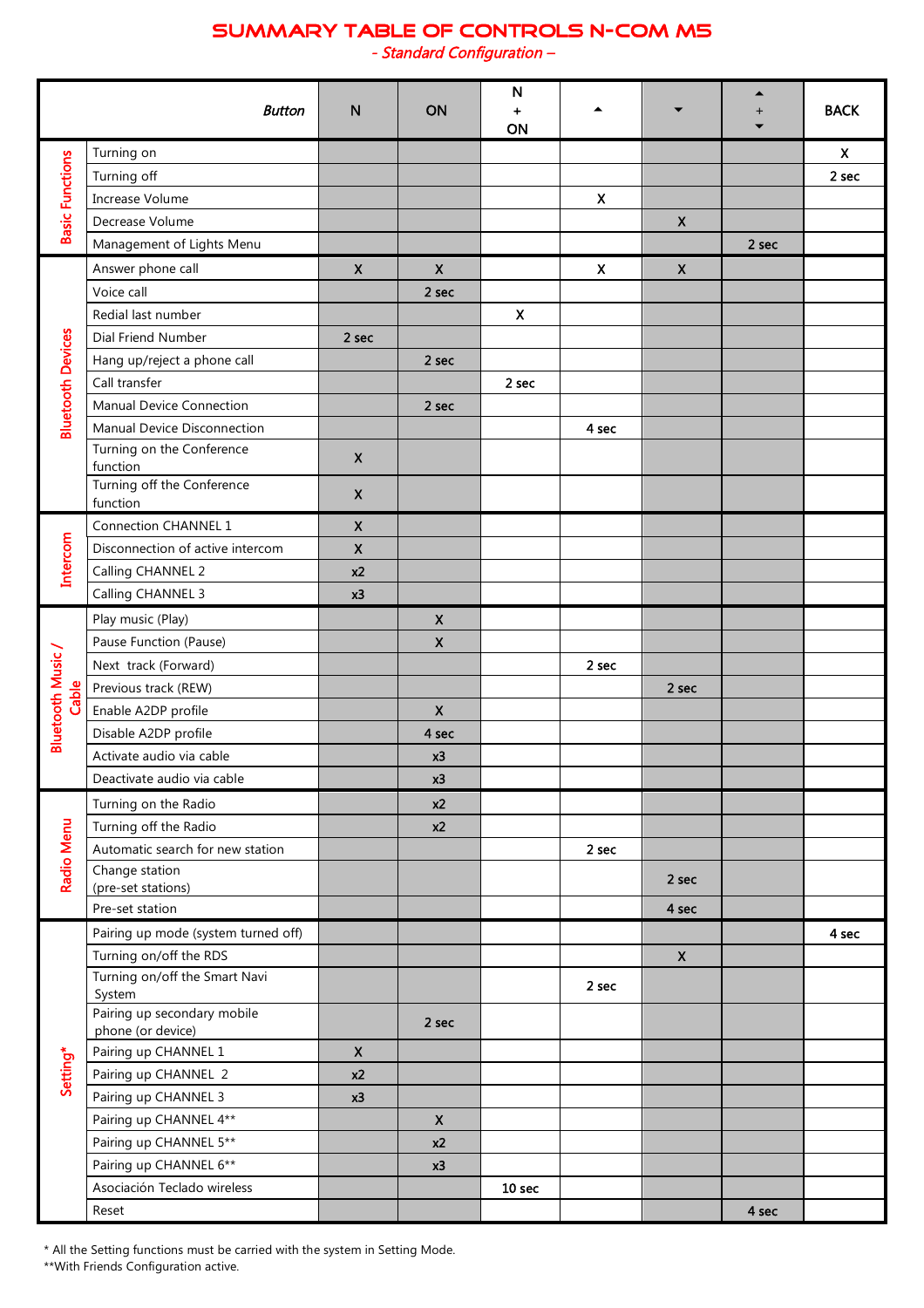# SUMMARY TABLE OF CONTROLS N-COM M5

*- Standard Configuration –*

| | *Button* | N | ON | N + ON | ▲ | ▼ | ▲ + ▼ | BACK |
|---|---|---|---|---|---|---|---|---|
| Basic Functions | Turning on | | | | | | | X |
| | Turning off | | | | | | | 2 sec |
| | Increase Volume | | | | X | | | |
| | Decrease Volume | | | | | X | | |
| | Management of Lights Menu | | | | | | 2 sec | |
| Bluetooth Devices | Answer phone call | X | X | | X | X | | |
| | Voice call | | 2 sec | | | | | |
| | Redial last number | | | X | | | | |
| | Dial Friend Number | 2 sec | | | | | | |
| | Hang up/reject a phone call | | 2 sec | | | | | |
| | Call transfer | | | 2 sec | | | | |
| | Manual Device Connection | | 2 sec | | | | | |
| | Manual Device Disconnection | | | | 4 sec | | | |
| | Turning on the Conference function | X | | | | | | |
| | Turning off the Conference function | X | | | | | | |
| Intercom | Connection CHANNEL 1 | X | | | | | | |
| | Disconnection of active intercom | X | | | | | | |
| | Calling CHANNEL 2 | x2 | | | | | | |
| | Calling CHANNEL 3 | x3 | | | | | | |
| Bluetooth Music / Cable | Play music (Play) | | X | | | | | |
| | Pause Function (Pause) | | X | | | | | |
| | Next track (Forward) | | | | 2 sec | | | |
| | Previous track (REW) | | | | | 2 sec | | |
| | Enable A2DP profile | | X | | | | | |
| | Disable A2DP profile | | 4 sec | | | | | |
| | Activate audio via cable | | x3 | | | | | |
| | Deactivate audio via cable | | x3 | | | | | |
| Radio Menu | Turning on the Radio | | x2 | | | | | |
| | Turning off the Radio | | x2 | | | | | |
| | Automatic search for new station | | | | 2 sec | | | |
| | Change station (pre-set stations) | | | | | 2 sec | | |
| | Pre-set station | | | | | 4 sec | | |
| Setting* | Pairing up mode (system turned off) | | | | | | | 4 sec |
| | Turning on/off the RDS | | | | | X | | |
| | Turning on/off the Smart Navi System | | | | 2 sec | | | |
| | Pairing up secondary mobile phone (or device) | | 2 sec | | | | | |
| | Pairing up CHANNEL 1 | X | | | | | | |
| | Pairing up CHANNEL 2 | x2 | | | | | | |
| | Pairing up CHANNEL 3 | x3 | | | | | | |
| | Pairing up CHANNEL 4** | | X | | | | | |
| | Pairing up CHANNEL 5** | | x2 | | | | | |
| | Pairing up CHANNEL 6** | | x3 | | | | | |
| | Asociación Teclado wireless | | | 10 sec | | | | |
| | Reset | | | | | | 4 sec | |

\* All the Setting functions must be carried with the system in Setting Mode.
**With Friends Configuration active.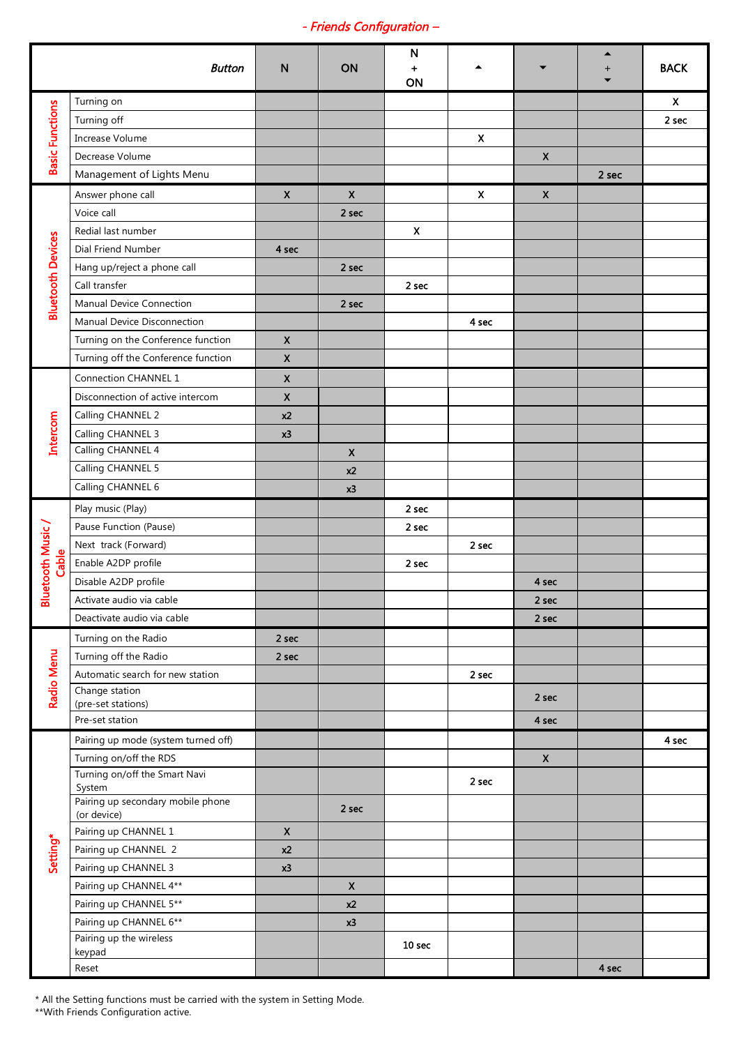## - Friends Configuration –

| | Button | N | ON | N + ON | ▲ | ▼ | ▲ + ▼ | BACK |
|---|---|---|---|---|---|---|---|---|
| Basic Functions | Turning on | | | | | | | X |
| | Turning off | | | | | | | 2 sec |
| | Increase Volume | | | | X | | | |
| | Decrease Volume | | | | | X | | |
| | Management of Lights Menu | | | | | | 2 sec | |
| Bluetooth Devices | Answer phone call | X | X | | X | X | | |
| | Voice call | | 2 sec | | | | | |
| | Redial last number | | | X | | | | |
| | Dial Friend Number | 4 sec | | | | | | |
| | Hang up/reject a phone call | | 2 sec | | | | | |
| | Call transfer | | | 2 sec | | | | |
| | Manual Device Connection | | 2 sec | | | | | |
| | Manual Device Disconnection | | | | 4 sec | | | |
| | Turning on the Conference function | X | | | | | | |
| | Turning off the Conference function | X | | | | | | |
| Intercom | Connection CHANNEL 1 | X | | | | | | |
| | Disconnection of active intercom | X | | | | | | |
| | Calling CHANNEL 2 | x2 | | | | | | |
| | Calling CHANNEL 3 | x3 | | | | | | |
| | Calling CHANNEL 4 | | X | | | | | |
| | Calling CHANNEL 5 | | x2 | | | | | |
| | Calling CHANNEL 6 | | x3 | | | | | |
| Bluetooth Music / Cable | Play music (Play) | | | 2 sec | | | | |
| | Pause Function (Pause) | | | 2 sec | | | | |
| | Next track (Forward) | | | | 2 sec | | | |
| | Enable A2DP profile | | | 2 sec | | | | |
| | Disable A2DP profile | | | | | 4 sec | | |
| | Activate audio via cable | | | | | 2 sec | | |
| | Deactivate audio via cable | | | | | 2 sec | | |
| Radio Menu | Turning on the Radio | 2 sec | | | | | | |
| | Turning off the Radio | 2 sec | | | | | | |
| | Automatic search for new station | | | | 2 sec | | | |
| | Change station (pre-set stations) | | | | | 2 sec | | |
| | Pre-set station | | | | | 4 sec | | |
| Setting* | Pairing up mode (system turned off) | | | | | | | 4 sec |
| | Turning on/off the RDS | | | | | X | | |
| | Turning on/off the Smart Navi System | | | | 2 sec | | | |
| | Pairing up secondary mobile phone (or device) | | 2 sec | | | | | |
| | Pairing up CHANNEL 1 | X | | | | | | |
| | Pairing up CHANNEL 2 | x2 | | | | | | |
| | Pairing up CHANNEL 3 | x3 | | | | | | |
| | Pairing up CHANNEL 4** | | X | | | | | |
| | Pairing up CHANNEL 5** | | x2 | | | | | |
| | Pairing up CHANNEL 6** | | x3 | | | | | |
| | Pairing up the wireless keypad | | | 10 sec | | | | |
| | Reset | | | | | | 4 sec | |

\* All the Setting functions must be carried with the system in Setting Mode.
\*\*With Friends Configuration active.